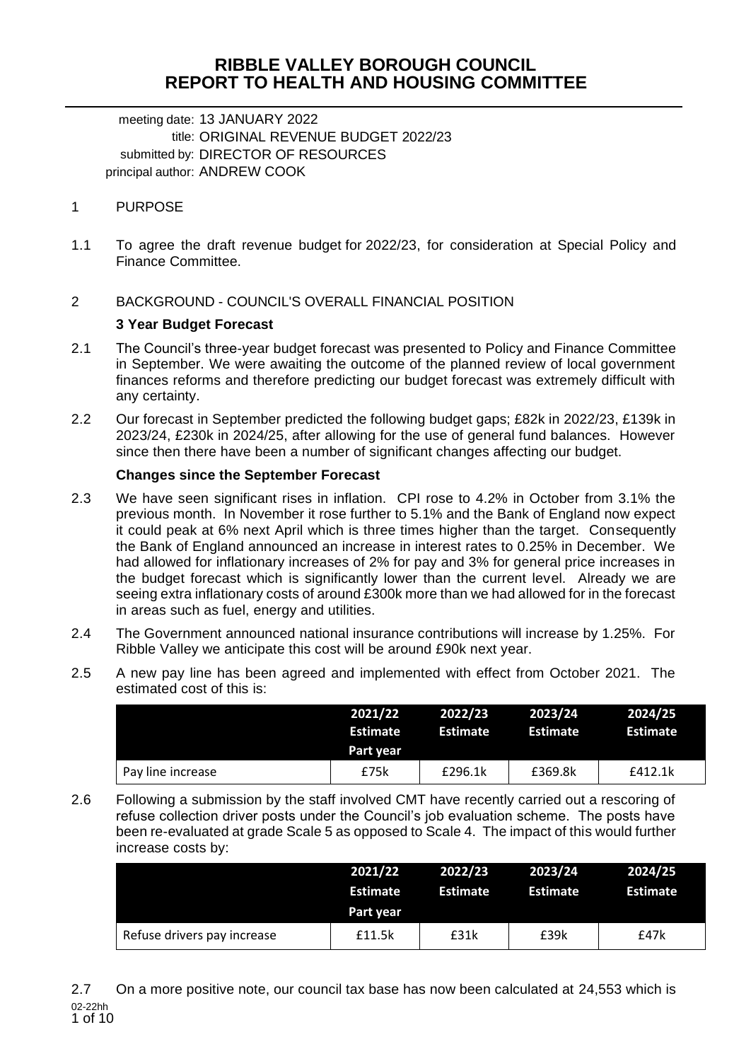# RIBBLE VALLEY BOROUGH COUNCIL
# REPORT TO HEALTH AND HOUSING COMMITTEE

meeting date: 13 JANUARY 2022
title: ORIGINAL REVENUE BUDGET 2022/23
submitted by: DIRECTOR OF RESOURCES
principal author: ANDREW COOK

## 1 PURPOSE

1.1 To agree the draft revenue budget for 2022/23, for consideration at Special Policy and Finance Committee.

## 2 BACKGROUND - COUNCIL'S OVERALL FINANCIAL POSITION

### 3 Year Budget Forecast

2.1 The Council's three-year budget forecast was presented to Policy and Finance Committee in September. We were awaiting the outcome of the planned review of local government finances reforms and therefore predicting our budget forecast was extremely difficult with any certainty.

2.2 Our forecast in September predicted the following budget gaps; £82k in 2022/23, £139k in 2023/24, £230k in 2024/25, after allowing for the use of general fund balances. However since then there have been a number of significant changes affecting our budget.

### Changes since the September Forecast

2.3 We have seen significant rises in inflation. CPI rose to 4.2% in October from 3.1% the previous month. In November it rose further to 5.1% and the Bank of England now expect it could peak at 6% next April which is three times higher than the target. Consequently the Bank of England announced an increase in interest rates to 0.25% in December. We had allowed for inflationary increases of 2% for pay and 3% for general price increases in the budget forecast which is significantly lower than the current level. Already we are seeing extra inflationary costs of around £300k more than we had allowed for in the forecast in areas such as fuel, energy and utilities.

2.4 The Government announced national insurance contributions will increase by 1.25%. For Ribble Valley we anticipate this cost will be around £90k next year.

2.5 A new pay line has been agreed and implemented with effect from October 2021. The estimated cost of this is:

| | 2021/22 Estimate Part year | 2022/23 Estimate | 2023/24 Estimate | 2024/25 Estimate |
|---|---|---|---|---|
| Pay line increase | £75k | £296.1k | £369.8k | £412.1k |

2.6 Following a submission by the staff involved CMT have recently carried out a rescoring of refuse collection driver posts under the Council's job evaluation scheme. The posts have been re-evaluated at grade Scale 5 as opposed to Scale 4. The impact of this would further increase costs by:

| | 2021/22 Estimate Part year | 2022/23 Estimate | 2023/24 Estimate | 2024/25 Estimate |
|---|---|---|---|---|
| Refuse drivers pay increase | £11.5k | £31k | £39k | £47k |

2.7 On a more positive note, our council tax base has now been calculated at 24,553 which is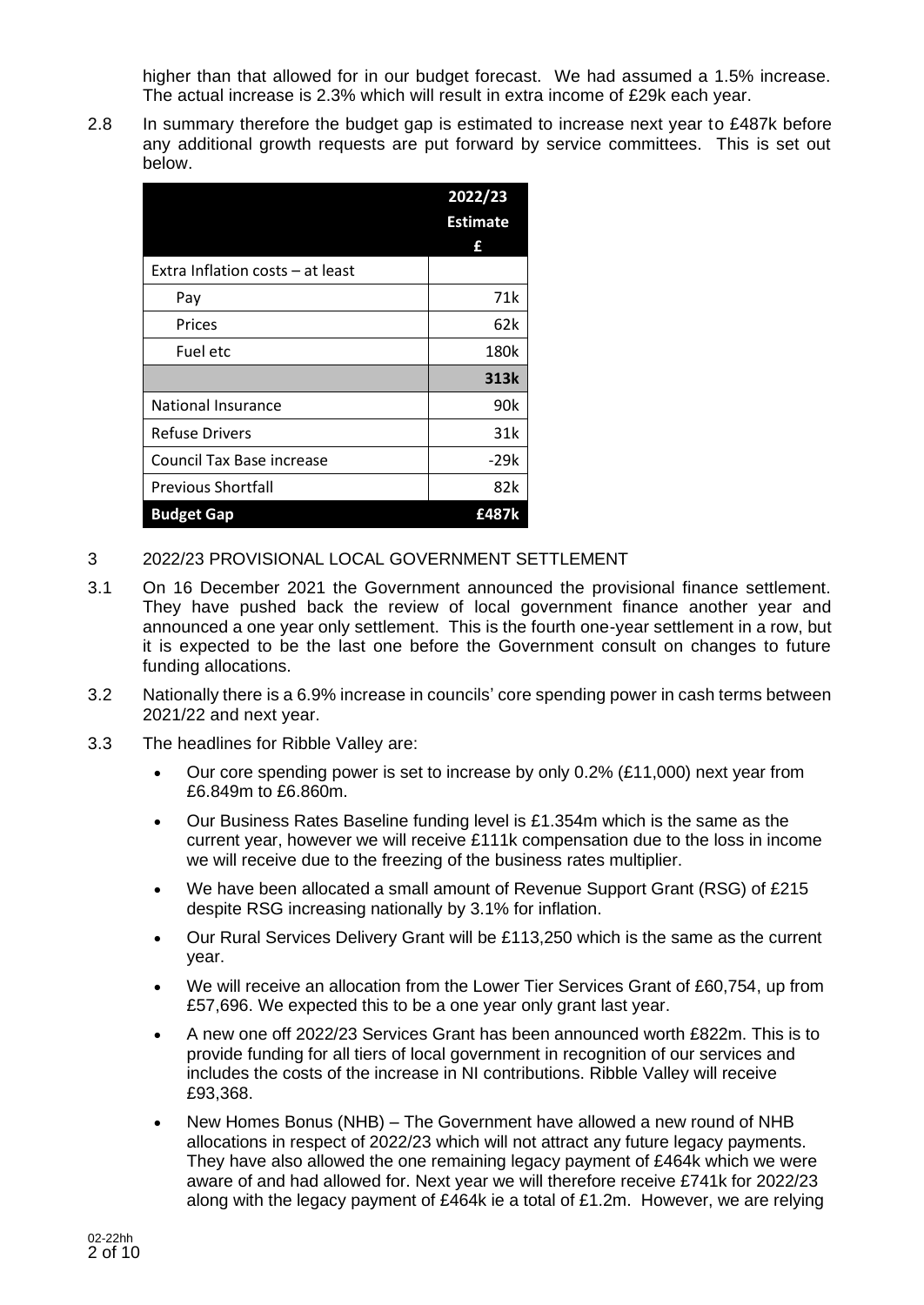higher than that allowed for in our budget forecast. We had assumed a 1.5% increase. The actual increase is 2.3% which will result in extra income of £29k each year.

2.8 In summary therefore the budget gap is estimated to increase next year to £487k before any additional growth requests are put forward by service committees. This is set out below.

| | **2022/23 Estimate £** |
|---|---|
| Extra Inflation costs – at least | |
| Pay | 71k |
| Prices | 62k |
| Fuel etc | 180k |
| | **313k** |
| National Insurance | 90k |
| Refuse Drivers | 31k |
| Council Tax Base increase | -29k |
| Previous Shortfall | 82k |
| **Budget Gap** | **£487k** |

3 2022/23 PROVISIONAL LOCAL GOVERNMENT SETTLEMENT

3.1 On 16 December 2021 the Government announced the provisional finance settlement. They have pushed back the review of local government finance another year and announced a one year only settlement. This is the fourth one-year settlement in a row, but it is expected to be the last one before the Government consult on changes to future funding allocations.

3.2 Nationally there is a 6.9% increase in councils' core spending power in cash terms between 2021/22 and next year.

3.3 The headlines for Ribble Valley are:

- Our core spending power is set to increase by only 0.2% (£11,000) next year from £6.849m to £6.860m.
- Our Business Rates Baseline funding level is £1.354m which is the same as the current year, however we will receive £111k compensation due to the loss in income we will receive due to the freezing of the business rates multiplier.
- We have been allocated a small amount of Revenue Support Grant (RSG) of £215 despite RSG increasing nationally by 3.1% for inflation.
- Our Rural Services Delivery Grant will be £113,250 which is the same as the current year.
- We will receive an allocation from the Lower Tier Services Grant of £60,754, up from £57,696. We expected this to be a one year only grant last year.
- A new one off 2022/23 Services Grant has been announced worth £822m. This is to provide funding for all tiers of local government in recognition of our services and includes the costs of the increase in NI contributions. Ribble Valley will receive £93,368.
- New Homes Bonus (NHB) – The Government have allowed a new round of NHB allocations in respect of 2022/23 which will not attract any future legacy payments. They have also allowed the one remaining legacy payment of £464k which we were aware of and had allowed for. Next year we will therefore receive £741k for 2022/23 along with the legacy payment of £464k ie a total of £1.2m. However, we are relying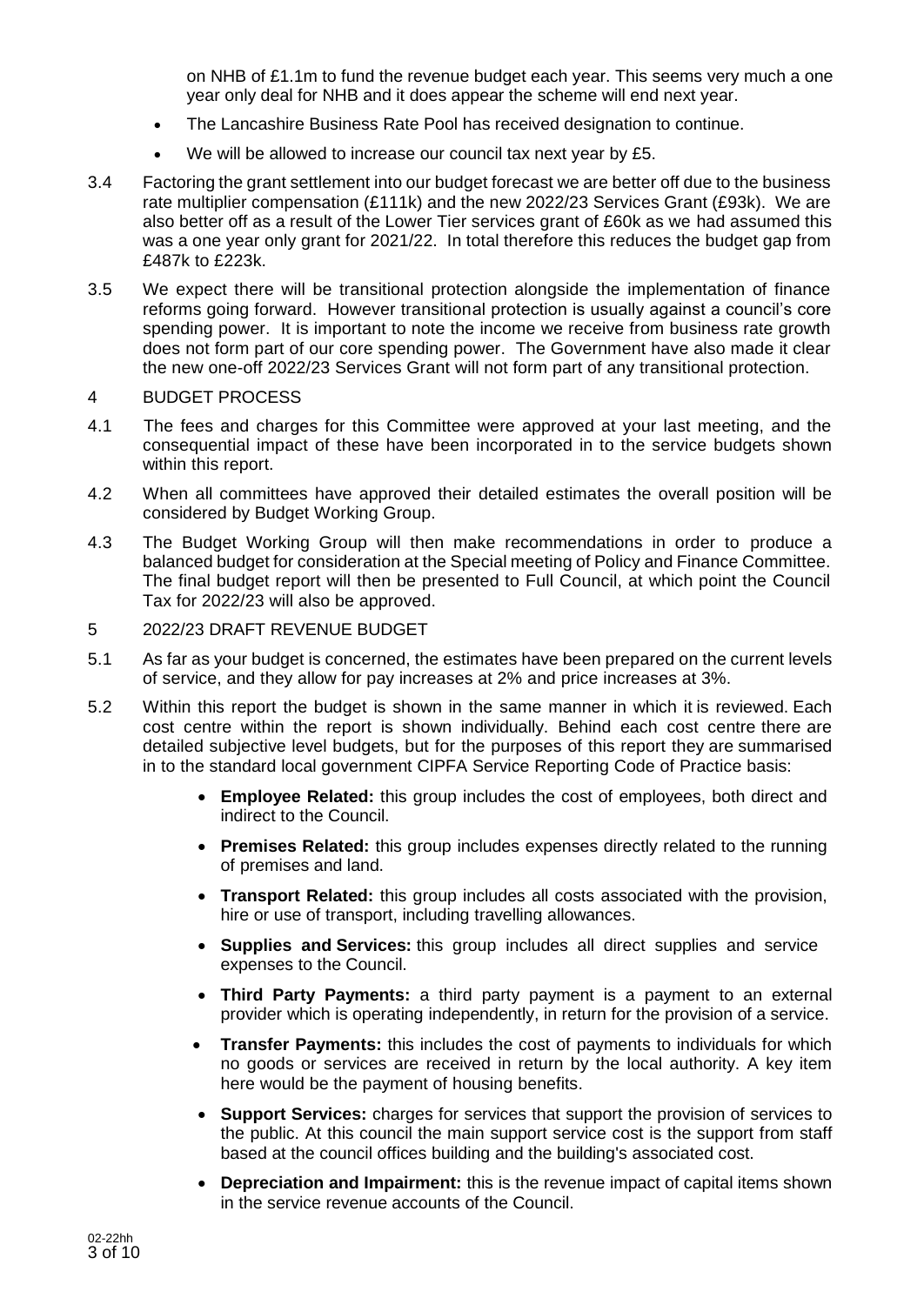on NHB of £1.1m to fund the revenue budget each year. This seems very much a one year only deal for NHB and it does appear the scheme will end next year.

- The Lancashire Business Rate Pool has received designation to continue.
- We will be allowed to increase our council tax next year by £5.

3.4 Factoring the grant settlement into our budget forecast we are better off due to the business rate multiplier compensation (£111k) and the new 2022/23 Services Grant (£93k). We are also better off as a result of the Lower Tier services grant of £60k as we had assumed this was a one year only grant for 2021/22. In total therefore this reduces the budget gap from £487k to £223k.

3.5 We expect there will be transitional protection alongside the implementation of finance reforms going forward. However transitional protection is usually against a council's core spending power. It is important to note the income we receive from business rate growth does not form part of our core spending power. The Government have also made it clear the new one-off 2022/23 Services Grant will not form part of any transitional protection.

## 4 BUDGET PROCESS

4.1 The fees and charges for this Committee were approved at your last meeting, and the consequential impact of these have been incorporated in to the service budgets shown within this report.

4.2 When all committees have approved their detailed estimates the overall position will be considered by Budget Working Group.

4.3 The Budget Working Group will then make recommendations in order to produce a balanced budget for consideration at the Special meeting of Policy and Finance Committee. The final budget report will then be presented to Full Council, at which point the Council Tax for 2022/23 will also be approved.

## 5 2022/23 DRAFT REVENUE BUDGET

5.1 As far as your budget is concerned, the estimates have been prepared on the current levels of service, and they allow for pay increases at 2% and price increases at 3%.

5.2 Within this report the budget is shown in the same manner in which it is reviewed. Each cost centre within the report is shown individually. Behind each cost centre there are detailed subjective level budgets, but for the purposes of this report they are summarised in to the standard local government CIPFA Service Reporting Code of Practice basis:

- **Employee Related:** this group includes the cost of employees, both direct and indirect to the Council.
- **Premises Related:** this group includes expenses directly related to the running of premises and land.
- **Transport Related:** this group includes all costs associated with the provision, hire or use of transport, including travelling allowances.
- **Supplies and Services:** this group includes all direct supplies and service expenses to the Council.
- **Third Party Payments:** a third party payment is a payment to an external provider which is operating independently, in return for the provision of a service.
- **Transfer Payments:** this includes the cost of payments to individuals for which no goods or services are received in return by the local authority. A key item here would be the payment of housing benefits.
- **Support Services:** charges for services that support the provision of services to the public. At this council the main support service cost is the support from staff based at the council offices building and the building's associated cost.
- **Depreciation and Impairment:** this is the revenue impact of capital items shown in the service revenue accounts of the Council.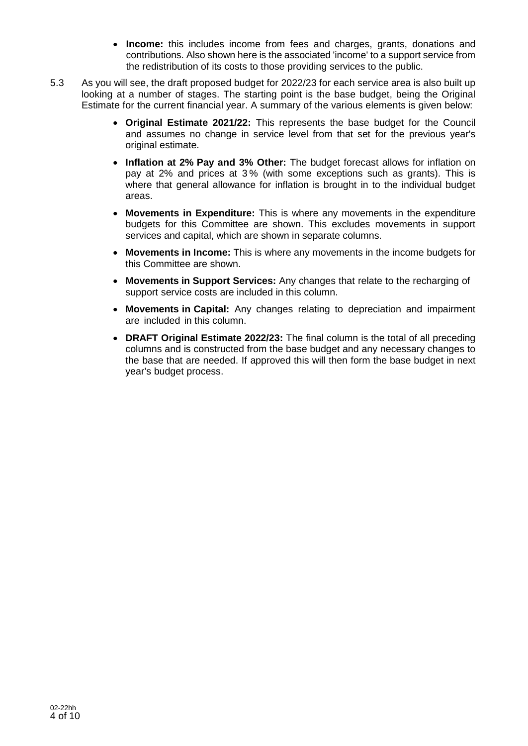- **Income:** this includes income from fees and charges, grants, donations and contributions. Also shown here is the associated 'income' to a support service from the redistribution of its costs to those providing services to the public.

5.3 As you will see, the draft proposed budget for 2022/23 for each service area is also built up looking at a number of stages. The starting point is the base budget, being the Original Estimate for the current financial year. A summary of the various elements is given below:

- **Original Estimate 2021/22:** This represents the base budget for the Council and assumes no change in service level from that set for the previous year's original estimate.
- **Inflation at 2% Pay and 3% Other:** The budget forecast allows for inflation on pay at 2% and prices at 3 % (with some exceptions such as grants). This is where that general allowance for inflation is brought in to the individual budget areas.
- **Movements in Expenditure:** This is where any movements in the expenditure budgets for this Committee are shown. This excludes movements in support services and capital, which are shown in separate columns.
- **Movements in Income:** This is where any movements in the income budgets for this Committee are shown.
- **Movements in Support Services:** Any changes that relate to the recharging of support service costs are included in this column.
- **Movements in Capital:** Any changes relating to depreciation and impairment are included in this column.
- **DRAFT Original Estimate 2022/23:** The final column is the total of all preceding columns and is constructed from the base budget and any necessary changes to the base that are needed. If approved this will then form the base budget in next year's budget process.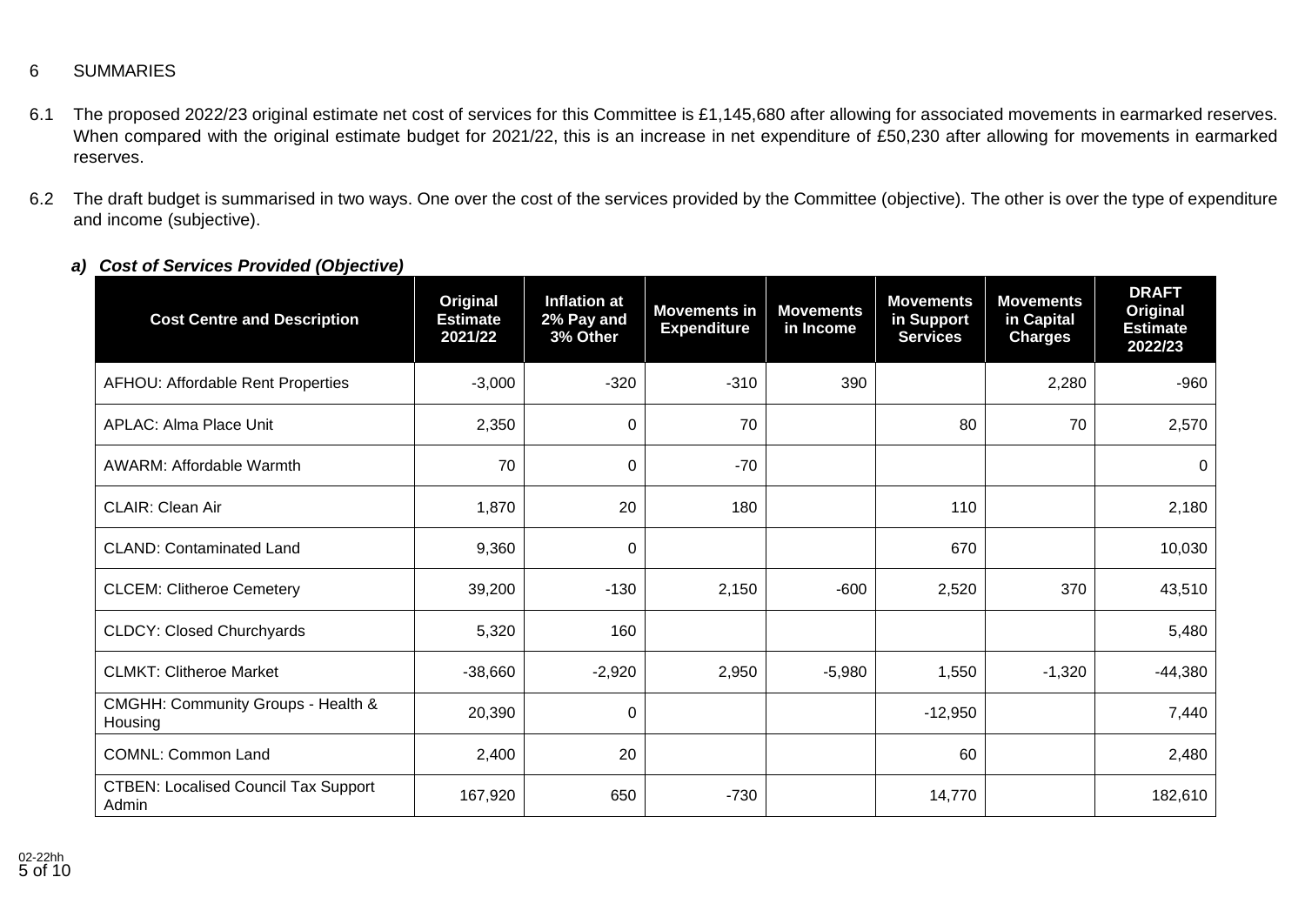6 SUMMARIES

6.1 The proposed 2022/23 original estimate net cost of services for this Committee is £1,145,680 after allowing for associated movements in earmarked reserves. When compared with the original estimate budget for 2021/22, this is an increase in net expenditure of £50,230 after allowing for movements in earmarked reserves.

6.2 The draft budget is summarised in two ways. One over the cost of the services provided by the Committee (objective). The other is over the type of expenditure and income (subjective).

***a) Cost of Services Provided (Objective)***

| Cost Centre and Description | Original Estimate 2021/22 | Inflation at 2% Pay and 3% Other | Movements in Expenditure | Movements in Income | Movements in Support Services | Movements in Capital Charges | DRAFT Original Estimate 2022/23 |
|---|---|---|---|---|---|---|---|
| AFHOU: Affordable Rent Properties | -3,000 | -320 | -310 | 390 | | 2,280 | -960 |
| APLAC: Alma Place Unit | 2,350 | 0 | 70 | | 80 | 70 | 2,570 |
| AWARM: Affordable Warmth | 70 | 0 | -70 | | | | 0 |
| CLAIR: Clean Air | 1,870 | 20 | 180 | | 110 | | 2,180 |
| CLAND: Contaminated Land | 9,360 | 0 | | | 670 | | 10,030 |
| CLCEM: Clitheroe Cemetery | 39,200 | -130 | 2,150 | -600 | 2,520 | 370 | 43,510 |
| CLDCY: Closed Churchyards | 5,320 | 160 | | | | | 5,480 |
| CLMKT: Clitheroe Market | -38,660 | -2,920 | 2,950 | -5,980 | 1,550 | -1,320 | -44,380 |
| CMGHH: Community Groups - Health & Housing | 20,390 | 0 | | | -12,950 | | 7,440 |
| COMNL: Common Land | 2,400 | 20 | | | 60 | | 2,480 |
| CTBEN: Localised Council Tax Support Admin | 167,920 | 650 | -730 | | 14,770 | | 182,610 |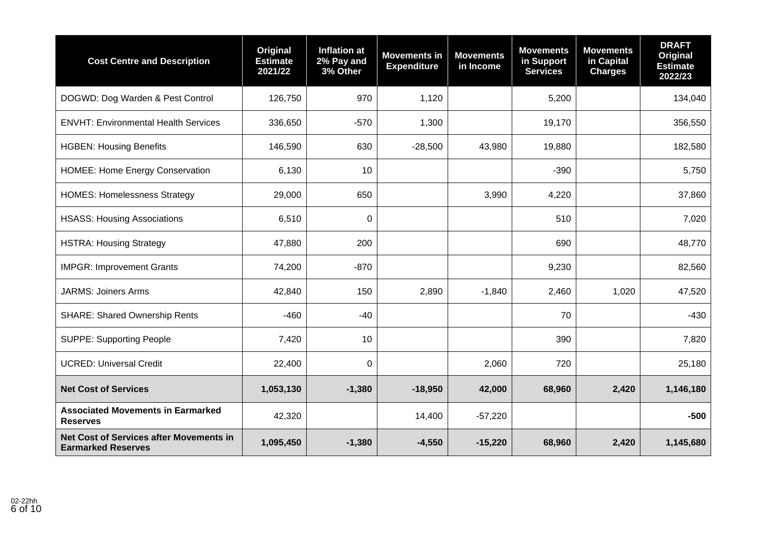| Cost Centre and Description | Original Estimate 2021/22 | Inflation at 2% Pay and 3% Other | Movements in Expenditure | Movements in Income | Movements in Support Services | Movements in Capital Charges | DRAFT Original Estimate 2022/23 |
|---|---|---|---|---|---|---|---|
| DOGWD: Dog Warden & Pest Control | 126,750 | 970 | 1,120 | | 5,200 | | 134,040 |
| ENVHT: Environmental Health Services | 336,650 | -570 | 1,300 | | 19,170 | | 356,550 |
| HGBEN: Housing Benefits | 146,590 | 630 | -28,500 | 43,980 | 19,880 | | 182,580 |
| HOMEE: Home Energy Conservation | 6,130 | 10 | | | -390 | | 5,750 |
| HOMES: Homelessness Strategy | 29,000 | 650 | | 3,990 | 4,220 | | 37,860 |
| HSASS: Housing Associations | 6,510 | 0 | | | 510 | | 7,020 |
| HSTRA: Housing Strategy | 47,880 | 200 | | | 690 | | 48,770 |
| IMPGR: Improvement Grants | 74,200 | -870 | | | 9,230 | | 82,560 |
| JARMS: Joiners Arms | 42,840 | 150 | 2,890 | -1,840 | 2,460 | 1,020 | 47,520 |
| SHARE: Shared Ownership Rents | -460 | -40 | | | 70 | | -430 |
| SUPPE: Supporting People | 7,420 | 10 | | | 390 | | 7,820 |
| UCRED: Universal Credit | 22,400 | 0 | | 2,060 | 720 | | 25,180 |
| **Net Cost of Services** | **1,053,130** | **-1,380** | **-18,950** | **42,000** | **68,960** | **2,420** | **1,146,180** |
| **Associated Movements in Earmarked Reserves** | 42,320 | | 14,400 | -57,220 | | | **-500** |
| **Net Cost of Services after Movements in Earmarked Reserves** | **1,095,450** | **-1,380** | **-4,550** | **-15,220** | **68,960** | **2,420** | **1,145,680** |

02-22hh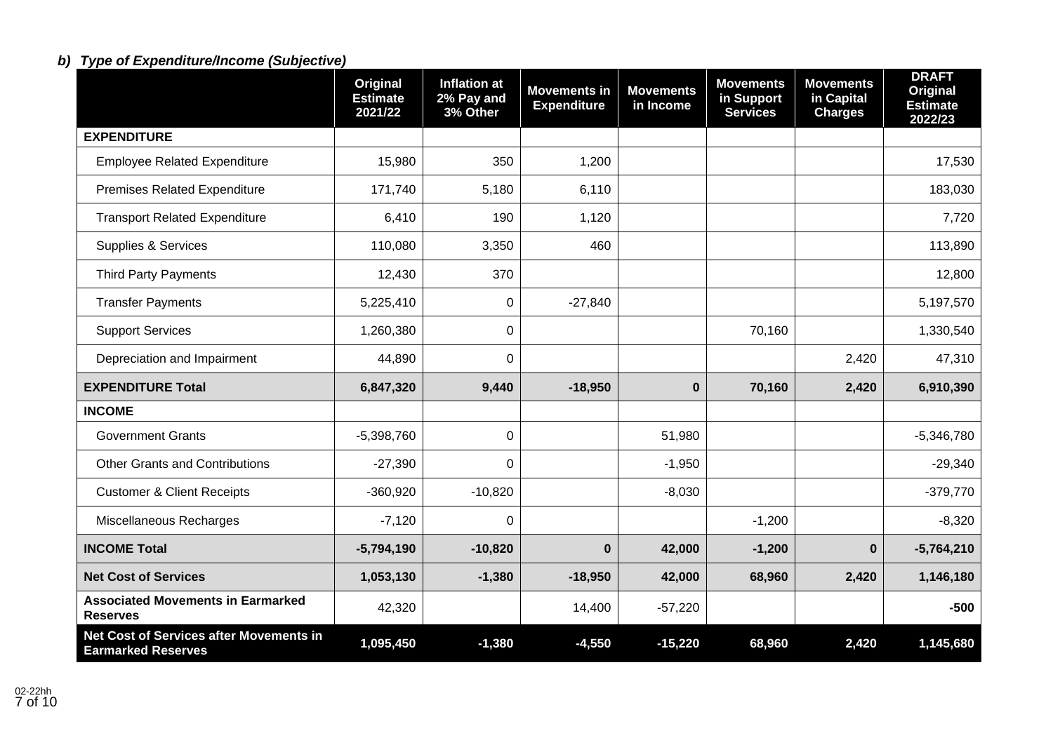### *b) Type of Expenditure/Income (Subjective)*

| | Original Estimate 2021/22 | Inflation at 2% Pay and 3% Other | Movements in Expenditure | Movements in Income | Movements in Support Services | Movements in Capital Charges | DRAFT Original Estimate 2022/23 |
|---|---|---|---|---|---|---|---|
| **EXPENDITURE** | | | | | | | |
| Employee Related Expenditure | 15,980 | 350 | 1,200 | | | | 17,530 |
| Premises Related Expenditure | 171,740 | 5,180 | 6,110 | | | | 183,030 |
| Transport Related Expenditure | 6,410 | 190 | 1,120 | | | | 7,720 |
| Supplies & Services | 110,080 | 3,350 | 460 | | | | 113,890 |
| Third Party Payments | 12,430 | 370 | | | | | 12,800 |
| Transfer Payments | 5,225,410 | 0 | -27,840 | | | | 5,197,570 |
| Support Services | 1,260,380 | 0 | | | 70,160 | | 1,330,540 |
| Depreciation and Impairment | 44,890 | 0 | | | | 2,420 | 47,310 |
| **EXPENDITURE Total** | **6,847,320** | **9,440** | **-18,950** | **0** | **70,160** | **2,420** | **6,910,390** |
| **INCOME** | | | | | | | |
| Government Grants | -5,398,760 | 0 | | 51,980 | | | -5,346,780 |
| Other Grants and Contributions | -27,390 | 0 | | -1,950 | | | -29,340 |
| Customer & Client Receipts | -360,920 | -10,820 | | -8,030 | | | -379,770 |
| Miscellaneous Recharges | -7,120 | 0 | | | -1,200 | | -8,320 |
| **INCOME Total** | **-5,794,190** | **-10,820** | **0** | **42,000** | **-1,200** | **0** | **-5,764,210** |
| **Net Cost of Services** | **1,053,130** | **-1,380** | **-18,950** | **42,000** | **68,960** | **2,420** | **1,146,180** |
| **Associated Movements in Earmarked Reserves** | 42,320 | | 14,400 | -57,220 | | | **-500** |
| **Net Cost of Services after Movements in Earmarked Reserves** | **1,095,450** | **-1,380** | **-4,550** | **-15,220** | **68,960** | **2,420** | **1,145,680** |

02-22hh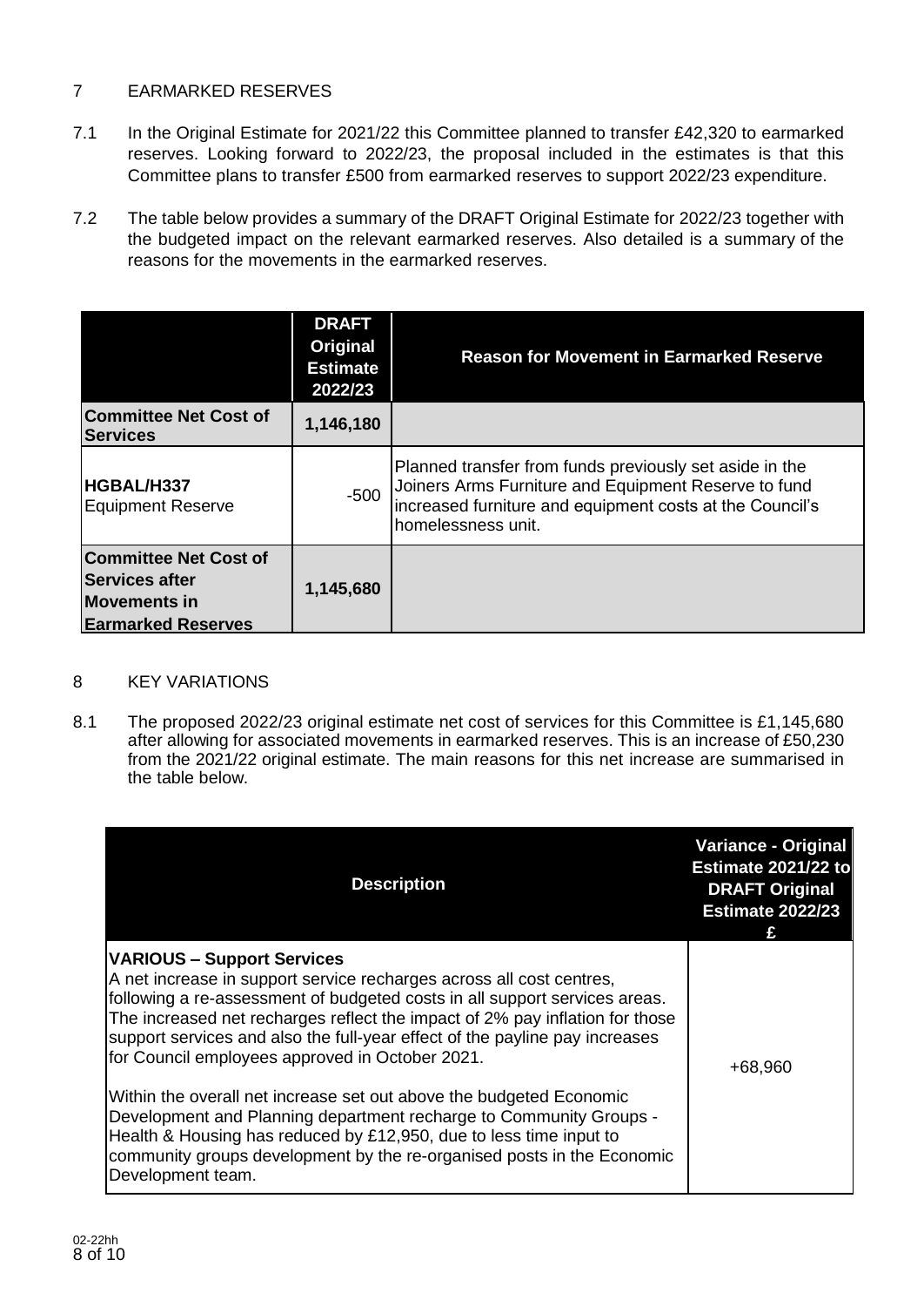## 7 EARMARKED RESERVES

7.1 In the Original Estimate for 2021/22 this Committee planned to transfer £42,320 to earmarked reserves. Looking forward to 2022/23, the proposal included in the estimates is that this Committee plans to transfer £500 from earmarked reserves to support 2022/23 expenditure.

7.2 The table below provides a summary of the DRAFT Original Estimate for 2022/23 together with the budgeted impact on the relevant earmarked reserves. Also detailed is a summary of the reasons for the movements in the earmarked reserves.

| | DRAFT Original Estimate 2022/23 | Reason for Movement in Earmarked Reserve |
|---|---|---|
| **Committee Net Cost of Services** | **1,146,180** | |
| **HGBAL/H337** Equipment Reserve | -500 | Planned transfer from funds previously set aside in the Joiners Arms Furniture and Equipment Reserve to fund increased furniture and equipment costs at the Council's homelessness unit. |
| **Committee Net Cost of Services after Movements in Earmarked Reserves** | **1,145,680** | |

## 8 KEY VARIATIONS

8.1 The proposed 2022/23 original estimate net cost of services for this Committee is £1,145,680 after allowing for associated movements in earmarked reserves. This is an increase of £50,230 from the 2021/22 original estimate. The main reasons for this net increase are summarised in the table below.

| Description | Variance - Original Estimate 2021/22 to DRAFT Original Estimate 2022/23 £ |
|---|---|
| **VARIOUS – Support Services**<br>A net increase in support service recharges across all cost centres, following a re-assessment of budgeted costs in all support services areas. The increased net recharges reflect the impact of 2% pay inflation for those support services and also the full-year effect of the payline pay increases for Council employees approved in October 2021.<br><br>Within the overall net increase set out above the budgeted Economic Development and Planning department recharge to Community Groups - Health & Housing has reduced by £12,950, due to less time input to community groups development by the re-organised posts in the Economic Development team. | +68,960 |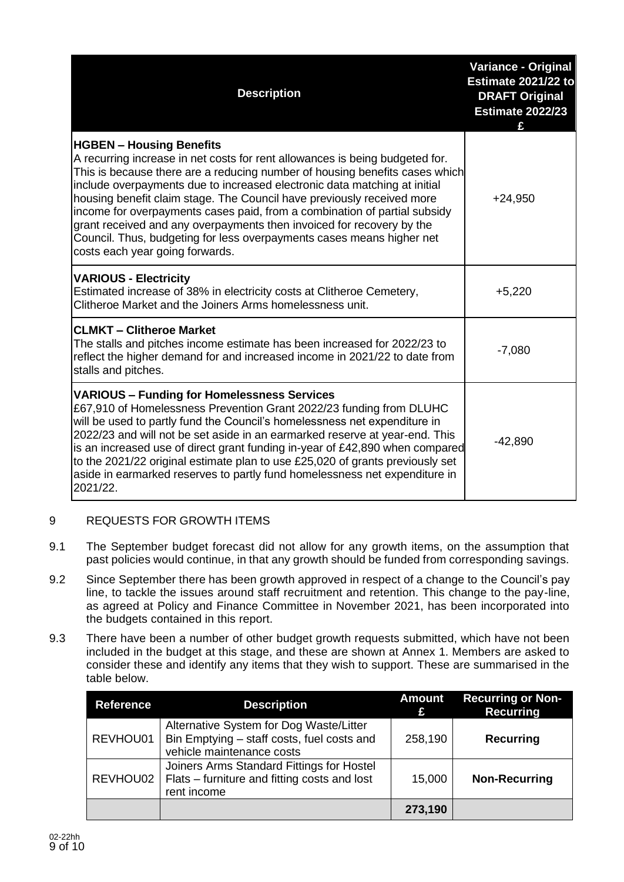| Description | Variance - Original Estimate 2021/22 to DRAFT Original Estimate 2022/23 £ |
|---|---|
| **HGBEN – Housing Benefits**<br>A recurring increase in net costs for rent allowances is being budgeted for. This is because there are a reducing number of housing benefits cases which include overpayments due to increased electronic data matching at initial housing benefit claim stage. The Council have previously received more income for overpayments cases paid, from a combination of partial subsidy grant received and any overpayments then invoiced for recovery by the Council. Thus, budgeting for less overpayments cases means higher net costs each year going forwards. | +24,950 |
| **VARIOUS - Electricity**<br>Estimated increase of 38% in electricity costs at Clitheroe Cemetery, Clitheroe Market and the Joiners Arms homelessness unit. | +5,220 |
| **CLMKT – Clitheroe Market**<br>The stalls and pitches income estimate has been increased for 2022/23 to reflect the higher demand for and increased income in 2021/22 to date from stalls and pitches. | -7,080 |
| **VARIOUS – Funding for Homelessness Services**<br>£67,910 of Homelessness Prevention Grant 2022/23 funding from DLUHC will be used to partly fund the Council's homelessness net expenditure in 2022/23 and will not be set aside in an earmarked reserve at year-end. This is an increased use of direct grant funding in-year of £42,890 when compared to the 2021/22 original estimate plan to use £25,020 of grants previously set aside in earmarked reserves to partly fund homelessness net expenditure in 2021/22. | -42,890 |

## 9 REQUESTS FOR GROWTH ITEMS

9.1 The September budget forecast did not allow for any growth items, on the assumption that past policies would continue, in that any growth should be funded from corresponding savings.

9.2 Since September there has been growth approved in respect of a change to the Council's pay line, to tackle the issues around staff recruitment and retention. This change to the pay-line, as agreed at Policy and Finance Committee in November 2021, has been incorporated into the budgets contained in this report.

9.3 There have been a number of other budget growth requests submitted, which have not been included in the budget at this stage, and these are shown at Annex 1. Members are asked to consider these and identify any items that they wish to support. These are summarised in the table below.

| Reference | Description | Amount £ | Recurring or Non-Recurring |
|---|---|---|---|
| REVHOU01 | Alternative System for Dog Waste/Litter Bin Emptying – staff costs, fuel costs and vehicle maintenance costs | 258,190 | **Recurring** |
| REVHOU02 | Joiners Arms Standard Fittings for Hostel Flats – furniture and fitting costs and lost rent income | 15,000 | **Non-Recurring** |
| | | **273,190** | |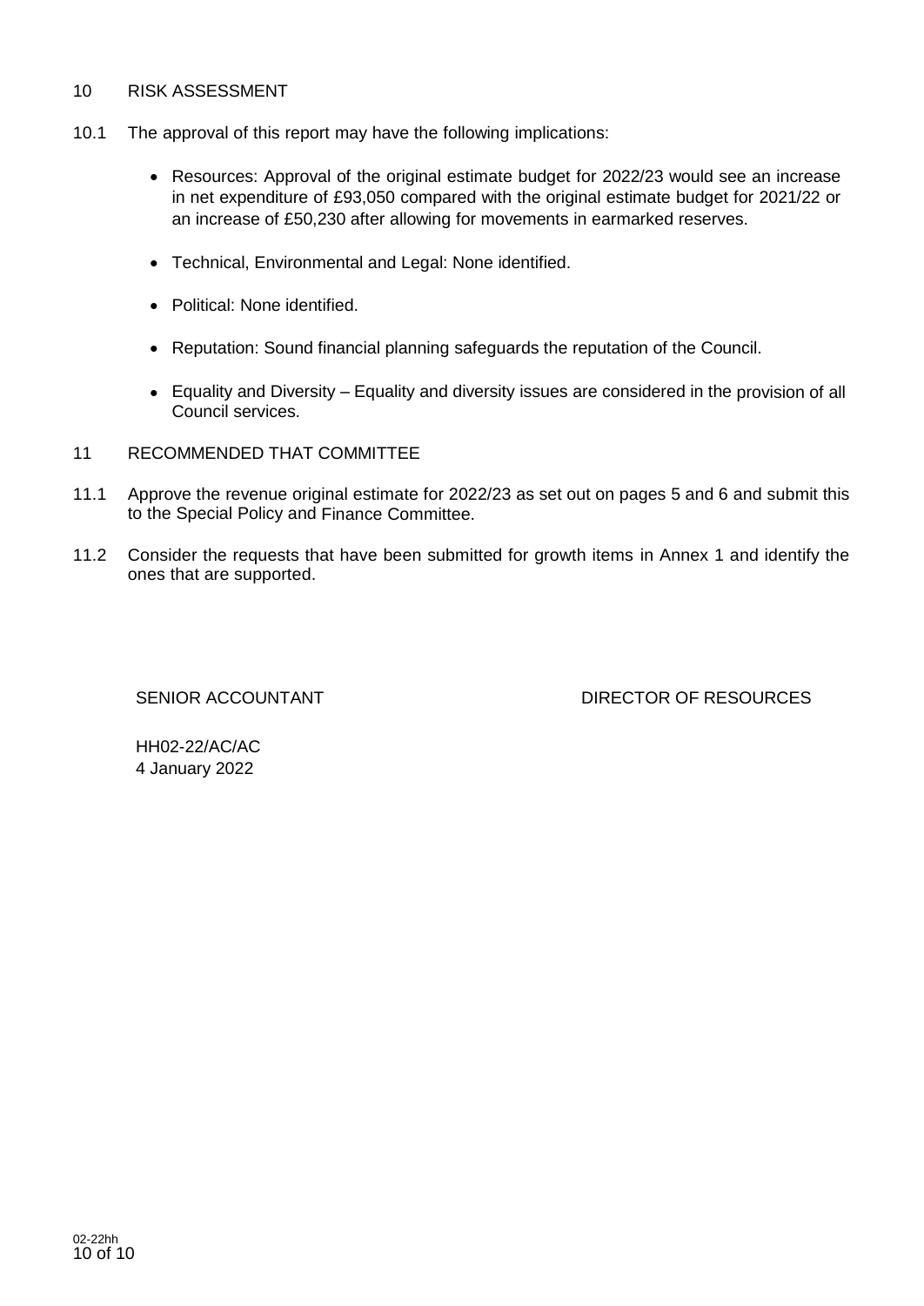## 10 RISK ASSESSMENT

10.1 The approval of this report may have the following implications:

- Resources: Approval of the original estimate budget for 2022/23 would see an increase in net expenditure of £93,050 compared with the original estimate budget for 2021/22 or an increase of £50,230 after allowing for movements in earmarked reserves.
- Technical, Environmental and Legal: None identified.
- Political: None identified.
- Reputation: Sound financial planning safeguards the reputation of the Council.
- Equality and Diversity – Equality and diversity issues are considered in the provision of all Council services.

## 11 RECOMMENDED THAT COMMITTEE

11.1 Approve the revenue original estimate for 2022/23 as set out on pages 5 and 6 and submit this to the Special Policy and Finance Committee.

11.2 Consider the requests that have been submitted for growth items in Annex 1 and identify the ones that are supported.

SENIOR ACCOUNTANT　　　　　　　　DIRECTOR OF RESOURCES

HH02-22/AC/AC
4 January 2022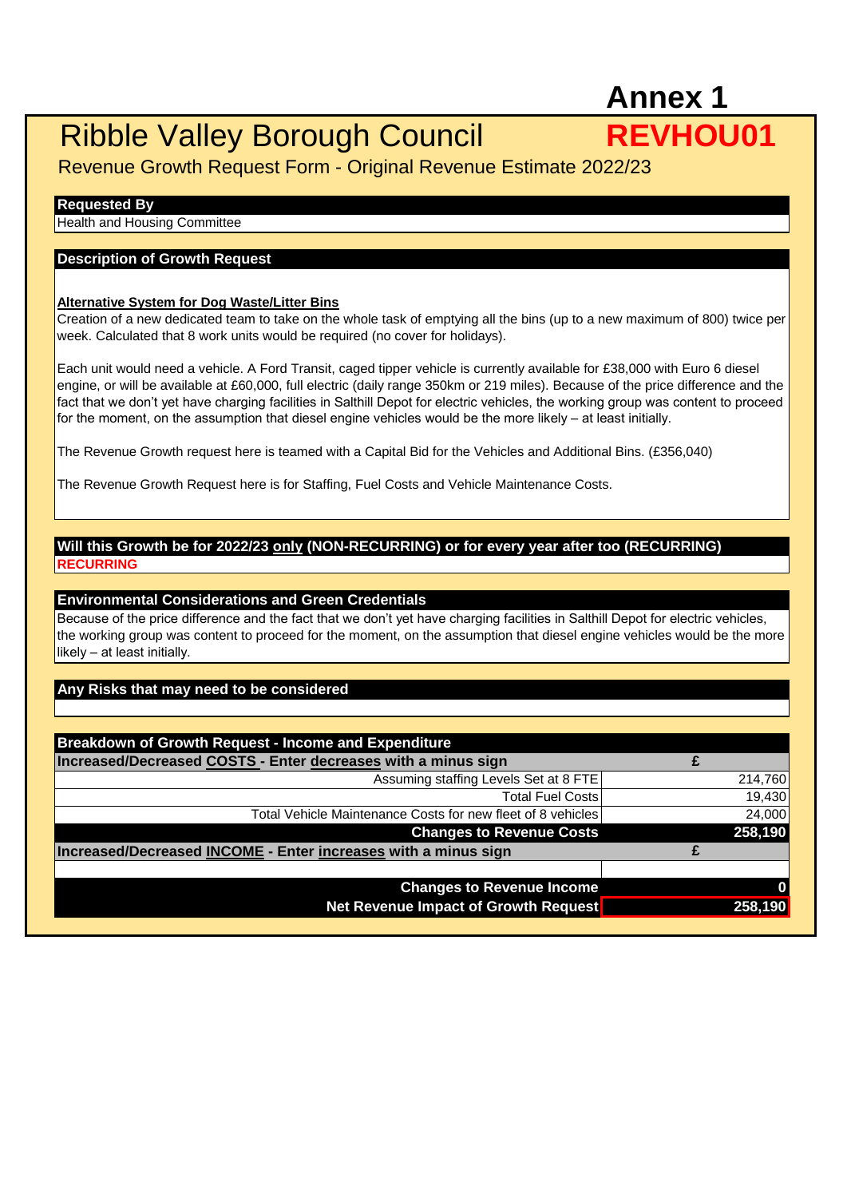# Annex 1

# Ribble Valley Borough Council

# REVHOU01

## Revenue Growth Request Form - Original Revenue Estimate 2022/23

**Requested By**

Health and Housing Committee

**Description of Growth Request**

**Alternative System for Dog Waste/Litter Bins**

Creation of a new dedicated team to take on the whole task of emptying all the bins (up to a new maximum of 800) twice per week. Calculated that 8 work units would be required (no cover for holidays).

Each unit would need a vehicle. A Ford Transit, caged tipper vehicle is currently available for £38,000 with Euro 6 diesel engine, or will be available at £60,000, full electric (daily range 350km or 219 miles). Because of the price difference and the fact that we don't yet have charging facilities in Salthill Depot for electric vehicles, the working group was content to proceed for the moment, on the assumption that diesel engine vehicles would be the more likely – at least initially.

The Revenue Growth request here is teamed with a Capital Bid for the Vehicles and Additional Bins. (£356,040)

The Revenue Growth Request here is for Staffing, Fuel Costs and Vehicle Maintenance Costs.

**Will this Growth be for 2022/23 only (NON-RECURRING) or for every year after too (RECURRING)**

**RECURRING**

**Environmental Considerations and Green Credentials**

Because of the price difference and the fact that we don't yet have charging facilities in Salthill Depot for electric vehicles, the working group was content to proceed for the moment, on the assumption that diesel engine vehicles would be the more likely – at least initially.

**Any Risks that may need to be considered**

**Breakdown of Growth Request - Income and Expenditure**

| Increased/Decreased COSTS - Enter decreases with a minus sign | £ |
|---|---|
| Assuming staffing Levels Set at 8 FTE | 214,760 |
| Total Fuel Costs | 19,430 |
| Total Vehicle Maintenance Costs for new fleet of 8 vehicles | 24,000 |
| **Changes to Revenue Costs** | **258,190** |
| **Increased/Decreased INCOME - Enter increases with a minus sign** | **£** |
| | |
| **Changes to Revenue Income** | **0** |
| **Net Revenue Impact of Growth Request** | **258,190** |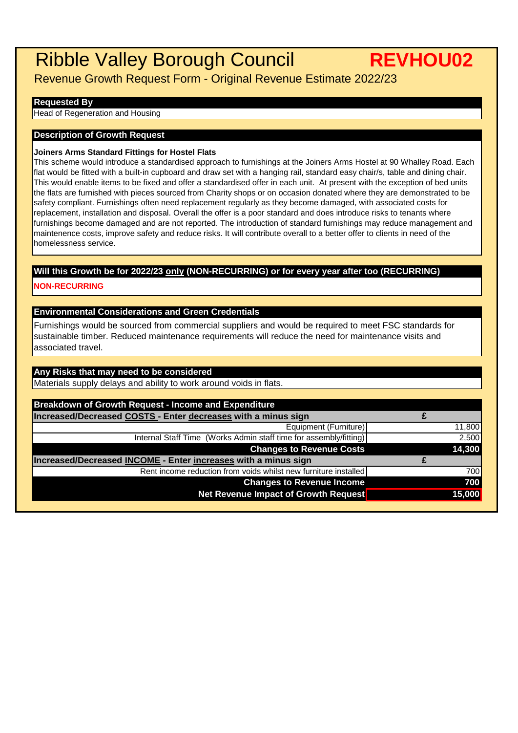# Ribble Valley Borough Council

**REVHOU02**

## Revenue Growth Request Form - Original Revenue Estimate 2022/23

### Requested By

Head of Regeneration and Housing

### Description of Growth Request

**Joiners Arms Standard Fittings for Hostel Flats**

This scheme would introduce a standardised approach to furnishings at the Joiners Arms Hostel at 90 Whalley Road. Each flat would be fitted with a built-in cupboard and draw set with a hanging rail, standard easy chair/s, table and dining chair. This would enable items to be fixed and offer a standardised offer in each unit. At present with the exception of bed units the flats are furnished with pieces sourced from Charity shops or on occasion donated where they are demonstrated to be safety compliant. Furnishings often need replacement regularly as they become damaged, with associated costs for replacement, installation and disposal. Overall the offer is a poor standard and does introduce risks to tenants where furnishings become damaged and are not reported. The introduction of standard furnishings may reduce management and maintenence costs, improve safety and reduce risks. It will contribute overall to a better offer to clients in need of the homelessness service.

### Will this Growth be for 2022/23 only (NON-RECURRING) or for every year after too (RECURRING)

**NON-RECURRING**

### Environmental Considerations and Green Credentials

Furnishings would be sourced from commercial suppliers and would be required to meet FSC standards for sustainable timber. Reduced maintenance requirements will reduce the need for maintenance visits and associated travel.

### Any Risks that may need to be considered

Materials supply delays and ability to work around voids in flats.

### Breakdown of Growth Request - Income and Expenditure

| Increased/Decreased COSTS - Enter decreases with a minus sign | £ |
|---|---|
| Equipment (Furniture) | 11,800 |
| Internal Staff Time (Works Admin staff time for assembly/fitting) | 2,500 |
| **Changes to Revenue Costs** | **14,300** |
| **Increased/Decreased INCOME - Enter increases with a minus sign** | **£** |
| Rent income reduction from voids whilst new furniture installed | 700 |
| **Changes to Revenue Income** | **700** |
| **Net Revenue Impact of Growth Request** | **15,000** |